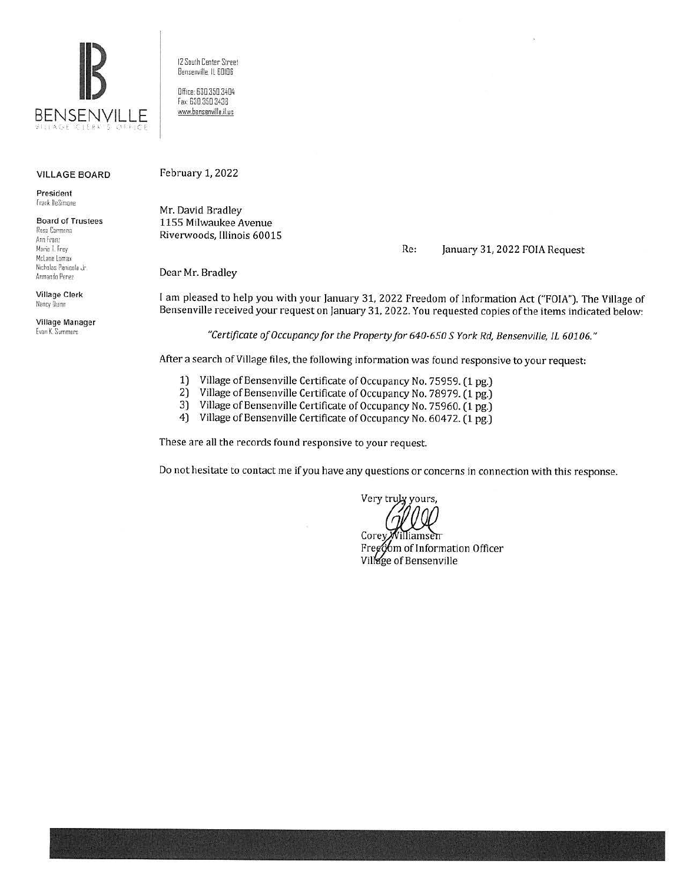BENSENVILLE
VILLAGE CLERK'S OFFICE

12 South Center Street
Bensenville, IL 60106

Office: 630.350.3404
Fax: 630.350.3438
www.bensenville.il.us

**VILLAGE BOARD**

**President**
Frank DeSimone

**Board of Trustees**
Rosa Carmona
Ann Franz
Marie T. Frey
McLane Lomax
Nicholas Panicola Jr.
Armando Perez

**Village Clerk**
Nancy Dunn

**Village Manager**
Evan K. Summers

February 1, 2022

Mr. David Bradley
1155 Milwaukee Avenue
Riverwoods, Illinois 60015

Re: January 31, 2022 FOIA Request

Dear Mr. Bradley

I am pleased to help you with your January 31, 2022 Freedom of Information Act ("FOIA"). The Village of Bensenville received your request on January 31, 2022. You requested copies of the items indicated below:

*"Certificate of Occupancy for the Property for 640-650 S York Rd, Bensenville, IL 60106."*

After a search of Village files, the following information was found responsive to your request:

1) Village of Bensenville Certificate of Occupancy No. 75959. (1 pg.)
2) Village of Bensenville Certificate of Occupancy No. 78979. (1 pg.)
3) Village of Bensenville Certificate of Occupancy No. 75960. (1 pg.)
4) Village of Bensenville Certificate of Occupancy No. 60472. (1 pg.)

These are all the records found responsive to your request.

Do not hesitate to contact me if you have any questions or concerns in connection with this response.

Very truly yours,

Corey Williamsen
Freedom of Information Officer
Village of Bensenville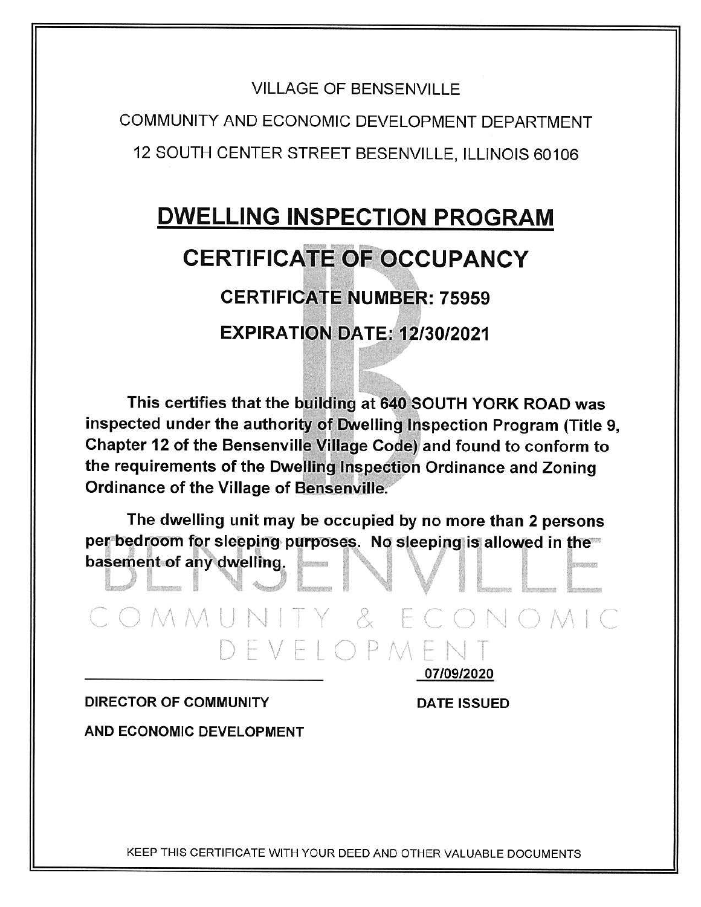VILLAGE OF BENSENVILLE

COMMUNITY AND ECONOMIC DEVELOPMENT DEPARTMENT

12 SOUTH CENTER STREET BESENVILLE, ILLINOIS 60106

# DWELLING INSPECTION PROGRAM

## CERTIFICATE OF OCCUPANCY

### CERTIFICATE NUMBER: 75959

### EXPIRATION DATE: 12/30/2021

**This certifies that the building at 640 SOUTH YORK ROAD was inspected under the authority of Dwelling Inspection Program (Title 9, Chapter 12 of the Bensenville Village Code) and found to conform to the requirements of the Dwelling Inspection Ordinance and Zoning Ordinance of the Village of Bensenville.**

**The dwelling unit may be occupied by no more than 2 persons per bedroom for sleeping purposes. No sleeping is allowed in the basement of any dwelling.**

BENSENVILLE COMMUNITY & ECONOMIC DEVELOPMENT

| ____________________________ | 07/09/2020 |
|---|---|
| **DIRECTOR OF COMMUNITY AND ECONOMIC DEVELOPMENT** | **DATE ISSUED** |

KEEP THIS CERTIFICATE WITH YOUR DEED AND OTHER VALUABLE DOCUMENTS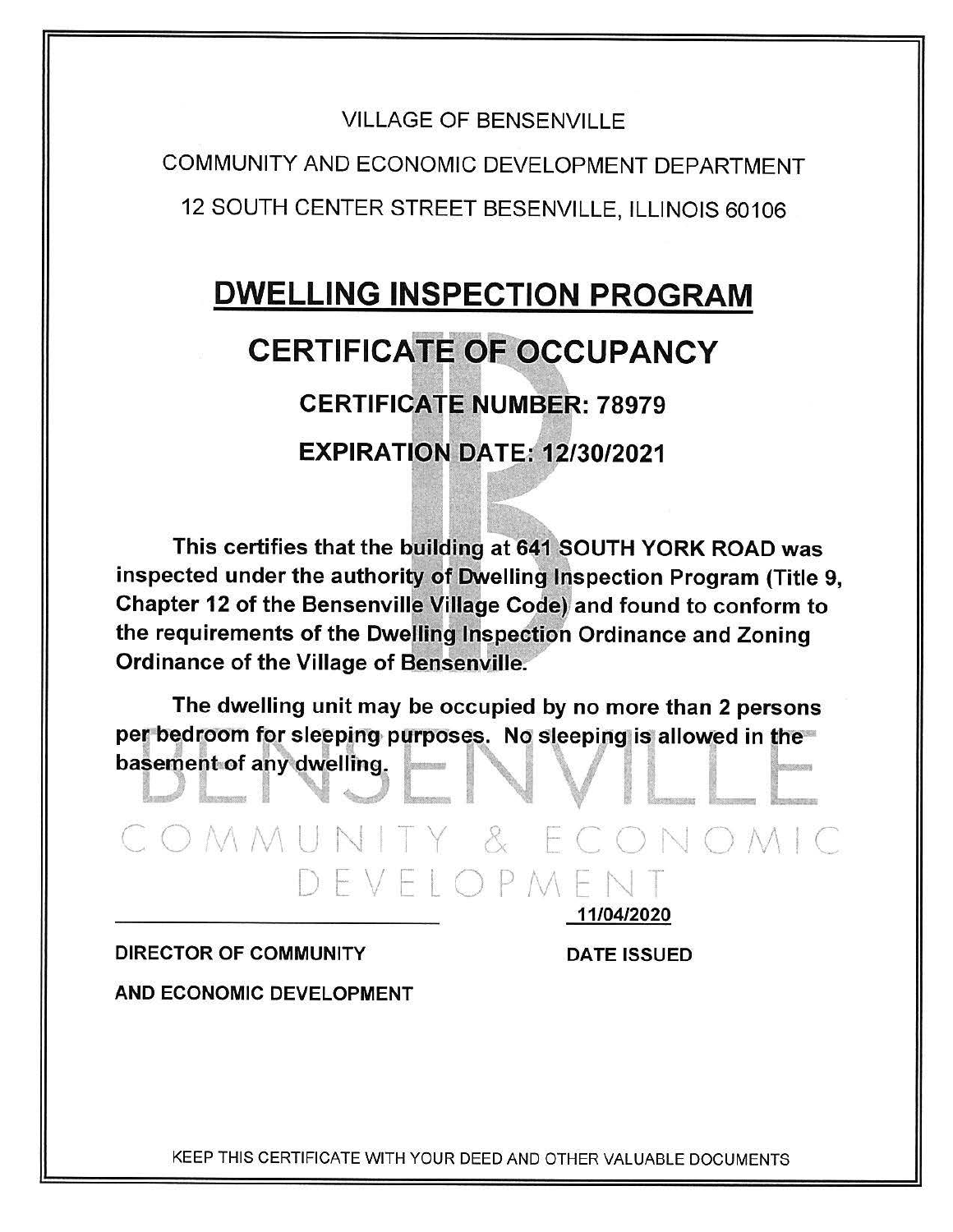VILLAGE OF BENSENVILLE

COMMUNITY AND ECONOMIC DEVELOPMENT DEPARTMENT

12 SOUTH CENTER STREET BESENVILLE, ILLINOIS 60106

# DWELLING INSPECTION PROGRAM

## CERTIFICATE OF OCCUPANCY

### CERTIFICATE NUMBER: 78979

### EXPIRATION DATE: 12/30/2021

**This certifies that the building at 641 SOUTH YORK ROAD was inspected under the authority of Dwelling Inspection Program (Title 9, Chapter 12 of the Bensenville Village Code) and found to conform to the requirements of the Dwelling Inspection Ordinance and Zoning Ordinance of the Village of Bensenville.**

**The dwelling unit may be occupied by no more than 2 persons per bedroom for sleeping purposes. No sleeping is allowed in the basement of any dwelling.**

BENSENVILLE COMMUNITY & ECONOMIC DEVELOPMENT

______________________________ **11/04/2020**

**DIRECTOR OF COMMUNITY AND ECONOMIC DEVELOPMENT** **DATE ISSUED**

KEEP THIS CERTIFICATE WITH YOUR DEED AND OTHER VALUABLE DOCUMENTS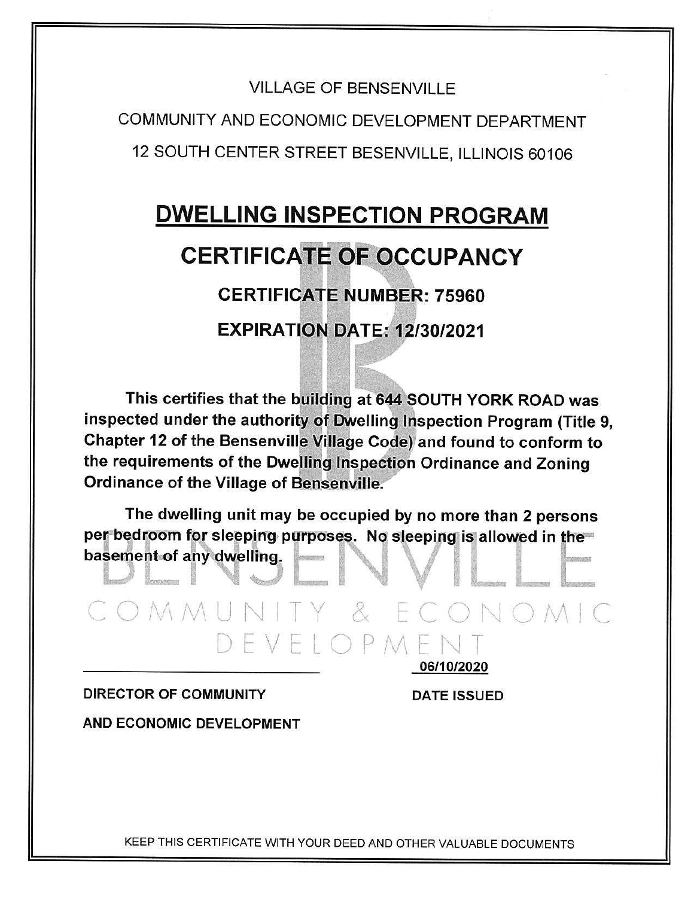VILLAGE OF BENSENVILLE

COMMUNITY AND ECONOMIC DEVELOPMENT DEPARTMENT

12 SOUTH CENTER STREET BESENVILLE, ILLINOIS 60106

# DWELLING INSPECTION PROGRAM

## CERTIFICATE OF OCCUPANCY

### CERTIFICATE NUMBER: 75960

### EXPIRATION DATE: 12/30/2021

**This certifies that the building at 644 SOUTH YORK ROAD was inspected under the authority of Dwelling Inspection Program (Title 9, Chapter 12 of the Bensenville Village Code) and found to conform to the requirements of the Dwelling Inspection Ordinance and Zoning Ordinance of the Village of Bensenville.**

**The dwelling unit may be occupied by no more than 2 persons per bedroom for sleeping purposes. No sleeping is allowed in the basement of any dwelling.**

BENSENVILLE COMMUNITY & ECONOMIC DEVELOPMENT

| _______________________________ | 06/10/2020 |
|---|---|
| **DIRECTOR OF COMMUNITY AND ECONOMIC DEVELOPMENT** | **DATE ISSUED** |

KEEP THIS CERTIFICATE WITH YOUR DEED AND OTHER VALUABLE DOCUMENTS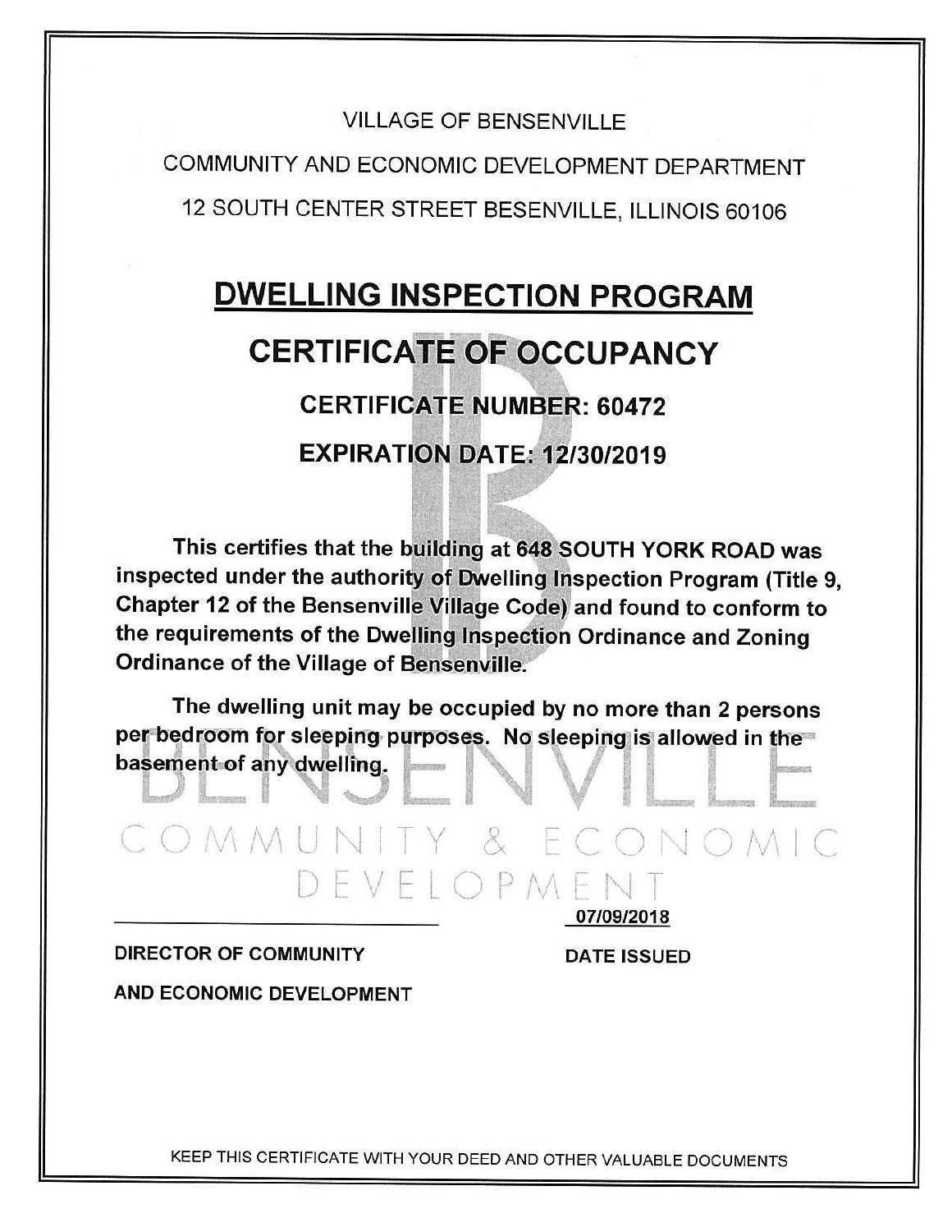VILLAGE OF BENSENVILLE

COMMUNITY AND ECONOMIC DEVELOPMENT DEPARTMENT

12 SOUTH CENTER STREET BESENVILLE, ILLINOIS 60106

# DWELLING INSPECTION PROGRAM

## CERTIFICATE OF OCCUPANCY

### CERTIFICATE NUMBER: 60472

### EXPIRATION DATE: 12/30/2019

**This certifies that the building at 648 SOUTH YORK ROAD was inspected under the authority of Dwelling Inspection Program (Title 9, Chapter 12 of the Bensenville Village Code) and found to conform to the requirements of the Dwelling Inspection Ordinance and Zoning Ordinance of the Village of Bensenville.**

**The dwelling unit may be occupied by no more than 2 persons per bedroom for sleeping purposes. No sleeping is allowed in the basement of any dwelling.**

BENSENVILLE

COMMUNITY & ECONOMIC DEVELOPMENT

| | |
|---|---|
| ______________________________ | 07/09/2018 |
| **DIRECTOR OF COMMUNITY AND ECONOMIC DEVELOPMENT** | **DATE ISSUED** |

KEEP THIS CERTIFICATE WITH YOUR DEED AND OTHER VALUABLE DOCUMENTS